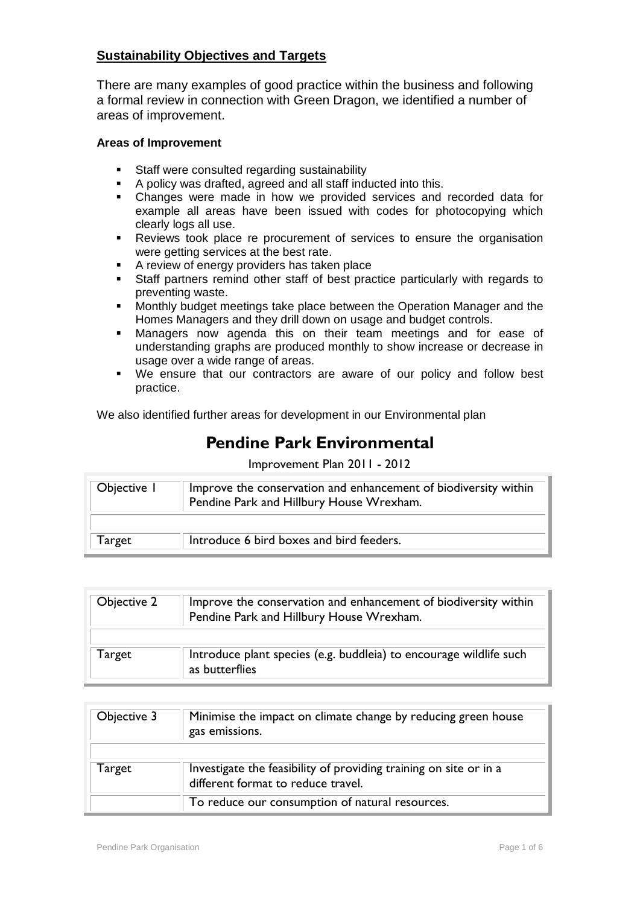## **Sustainability Objectives and Targets**

There are many examples of good practice within the business and following a formal review in connection with Green Dragon, we identified a number of areas of improvement.

#### Areas of Improvement

- Staff were consulted regarding sustainability
- A policy was drafted, agreed and all staff inducted into this.
- Changes were made in how we provided services and recorded data for example all areas have been issued with codes for photocopying which clearly logs all use.
- Reviews took place re procurement of services to ensure the organisation were getting services at the best rate.
- A review of energy providers has taken place
- Staff partners remind other staff of best practice particularly with regards to preventing waste.
- Monthly budget meetings take place between the Operation Manager and the Homes Managers and they drill down on usage and budget controls.
- Managers now agenda this on their team meetings and for ease of understanding graphs are produced monthly to show increase or decrease in usage over a wide range of areas.
- We ensure that our contractors are aware of our policy and follow best practice.

We also identified further areas for development in our Environmental plan

# Pendine Park Environmental

Improvement Plan 2011 - 2012

| Objective 1 | Improve the conservation and enhancement of biodiversity within Pendine Park and Hillbury House Wrexham. |
|---|---|
| | |
| Target | Introduce 6 bird boxes and bird feeders. |

| Objective 2 | Improve the conservation and enhancement of biodiversity within Pendine Park and Hillbury House Wrexham. |
|---|---|
| | |
| Target | Introduce plant species (e.g. buddleia) to encourage wildlife such as butterflies |

| Objective 3 | Minimise the impact on climate change by reducing green house gas emissions. |
|---|---|
| | |
| Target | Investigate the feasibility of providing training on site or in a different format to reduce travel. |
| | To reduce our consumption of natural resources. |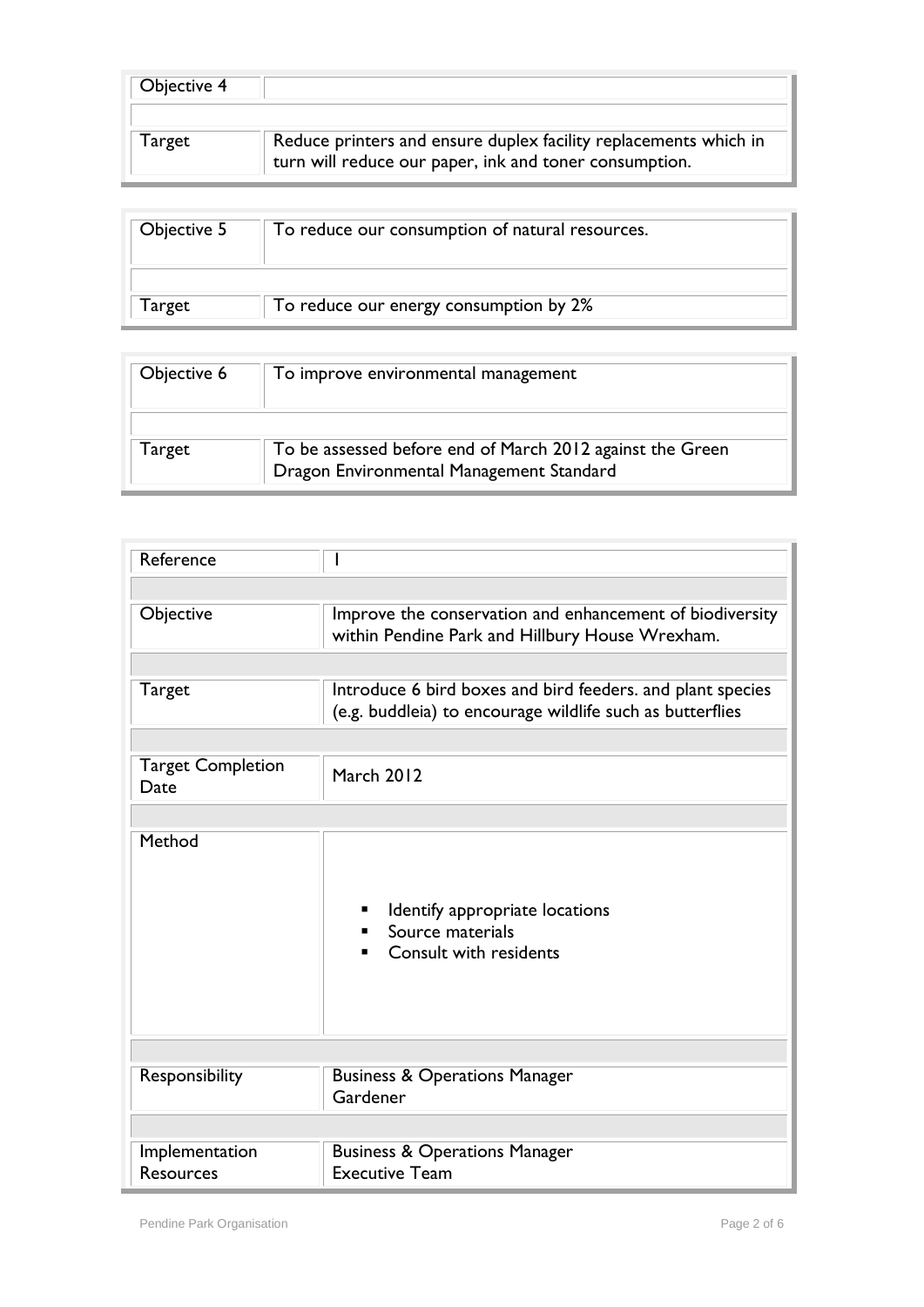| Objective 4 | |
|---|---|
| | |
| Target | Reduce printers and ensure duplex facility replacements which in turn will reduce our paper, ink and toner consumption. |

| Objective 5 | To reduce our consumption of natural resources. |
|---|---|
| | |
| Target | To reduce our energy consumption by 2% |

| Objective 6 | To improve environmental management |
|---|---|
| | |
| Target | To be assessed before end of March 2012 against the Green Dragon Environmental Management Standard |

| Reference | 1 |
|---|---|
| | |
| Objective | Improve the conservation and enhancement of biodiversity within Pendine Park and Hillbury House Wrexham. |
| | |
| Target | Introduce 6 bird boxes and bird feeders. and plant species (e.g. buddleia) to encourage wildlife such as butterflies |
| | |
| Target Completion Date | March 2012 |
| | |
| Method | ▪ Identify appropriate locations<br>▪ Source materials<br>▪ Consult with residents |
| | |
| Responsibility | Business & Operations Manager<br>Gardener |
| | |
| Implementation Resources | Business & Operations Manager<br>Executive Team |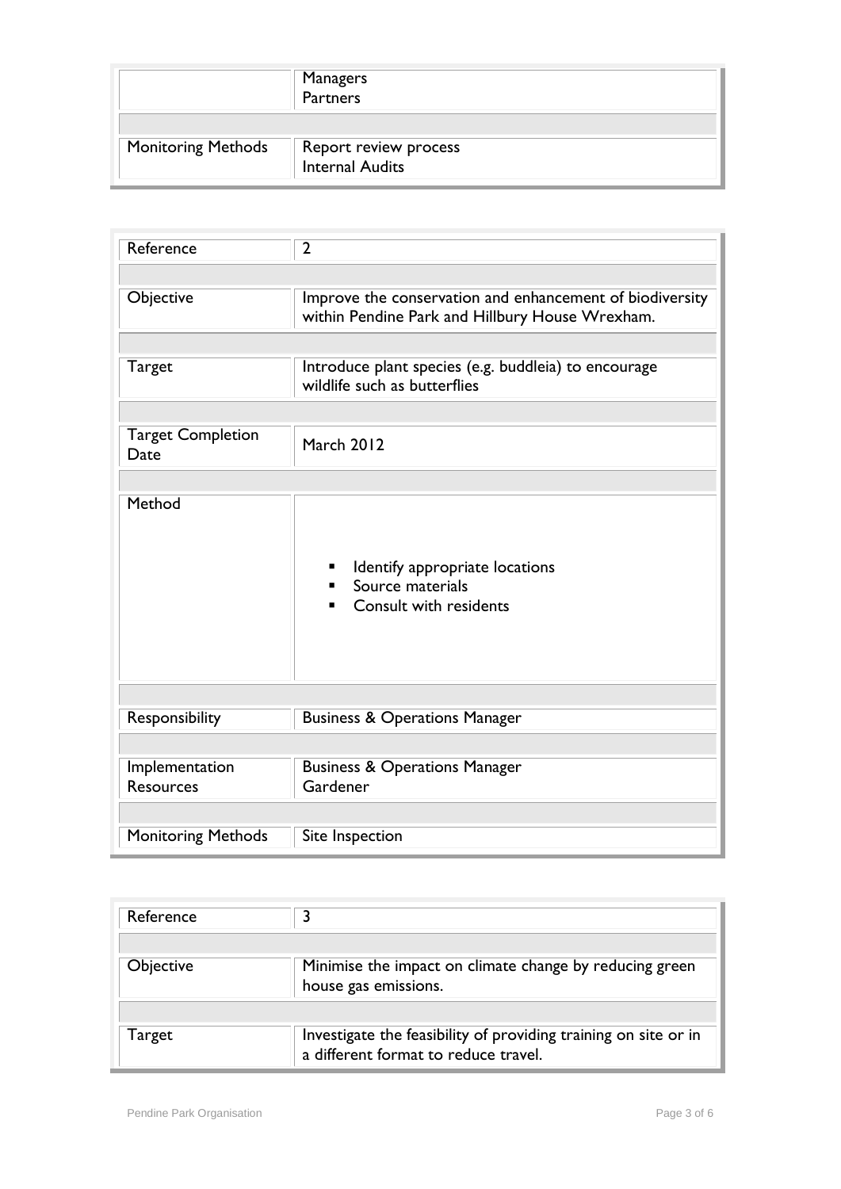| | |
|---|---|
| | Managers<br>Partners |
| Monitoring Methods | Report review process<br>Internal Audits |

| | |
|---|---|
| Reference | 2 |
| Objective | Improve the conservation and enhancement of biodiversity within Pendine Park and Hillbury House Wrexham. |
| Target | Introduce plant species (e.g. buddleia) to encourage wildlife such as butterflies |
| Target Completion Date | March 2012 |
| Method | ▪ Identify appropriate locations<br>▪ Source materials<br>▪ Consult with residents |
| Responsibility | Business & Operations Manager |
| Implementation Resources | Business & Operations Manager<br>Gardener |
| Monitoring Methods | Site Inspection |

| | |
|---|---|
| Reference | 3 |
| Objective | Minimise the impact on climate change by reducing green house gas emissions. |
| Target | Investigate the feasibility of providing training on site or in a different format to reduce travel. |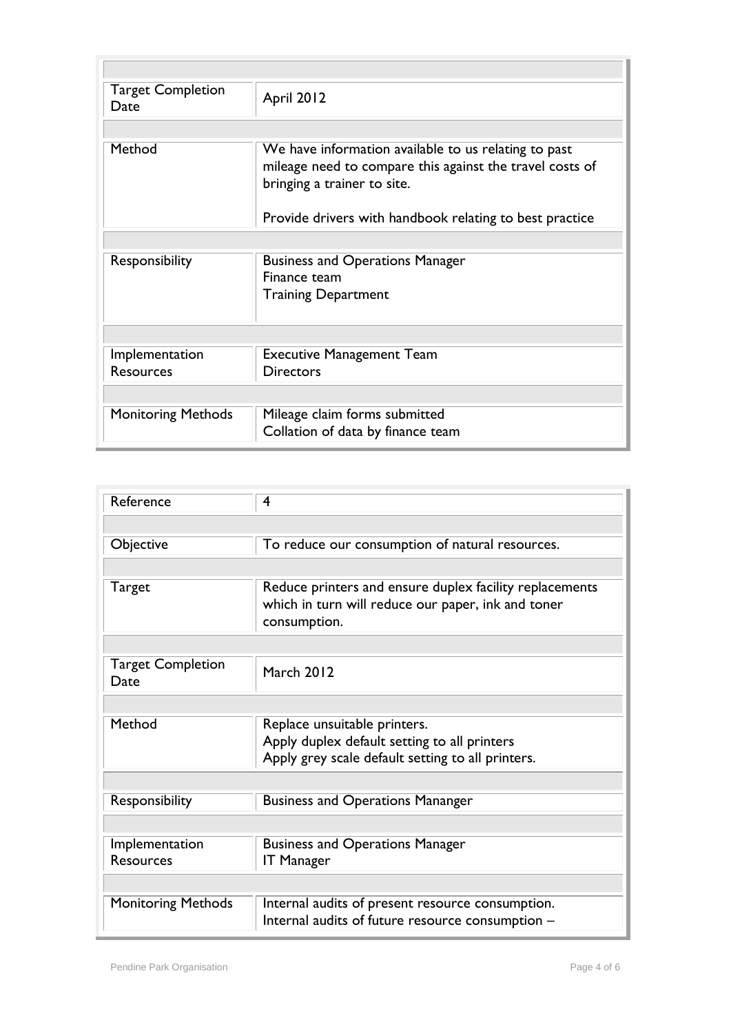| | |
|---|---|
| Target Completion Date | April 2012 |
| Method | We have information available to us relating to past mileage need to compare this against the travel costs of bringing a trainer to site.<br><br>Provide drivers with handbook relating to best practice |
| Responsibility | Business and Operations Manager<br>Finance team<br>Training Department |
| Implementation Resources | Executive Management Team<br>Directors |
| Monitoring Methods | Mileage claim forms submitted<br>Collation of data by finance team |

| | |
|---|---|
| Reference | 4 |
| Objective | To reduce our consumption of natural resources. |
| Target | Reduce printers and ensure duplex facility replacements which in turn will reduce our paper, ink and toner consumption. |
| Target Completion Date | March 2012 |
| Method | Replace unsuitable printers.<br>Apply duplex default setting to all printers<br>Apply grey scale default setting to all printers. |
| Responsibility | Business and Operations Mananger |
| Implementation Resources | Business and Operations Manager<br>IT Manager |
| Monitoring Methods | Internal audits of present resource consumption.<br>Internal audits of future resource consumption – |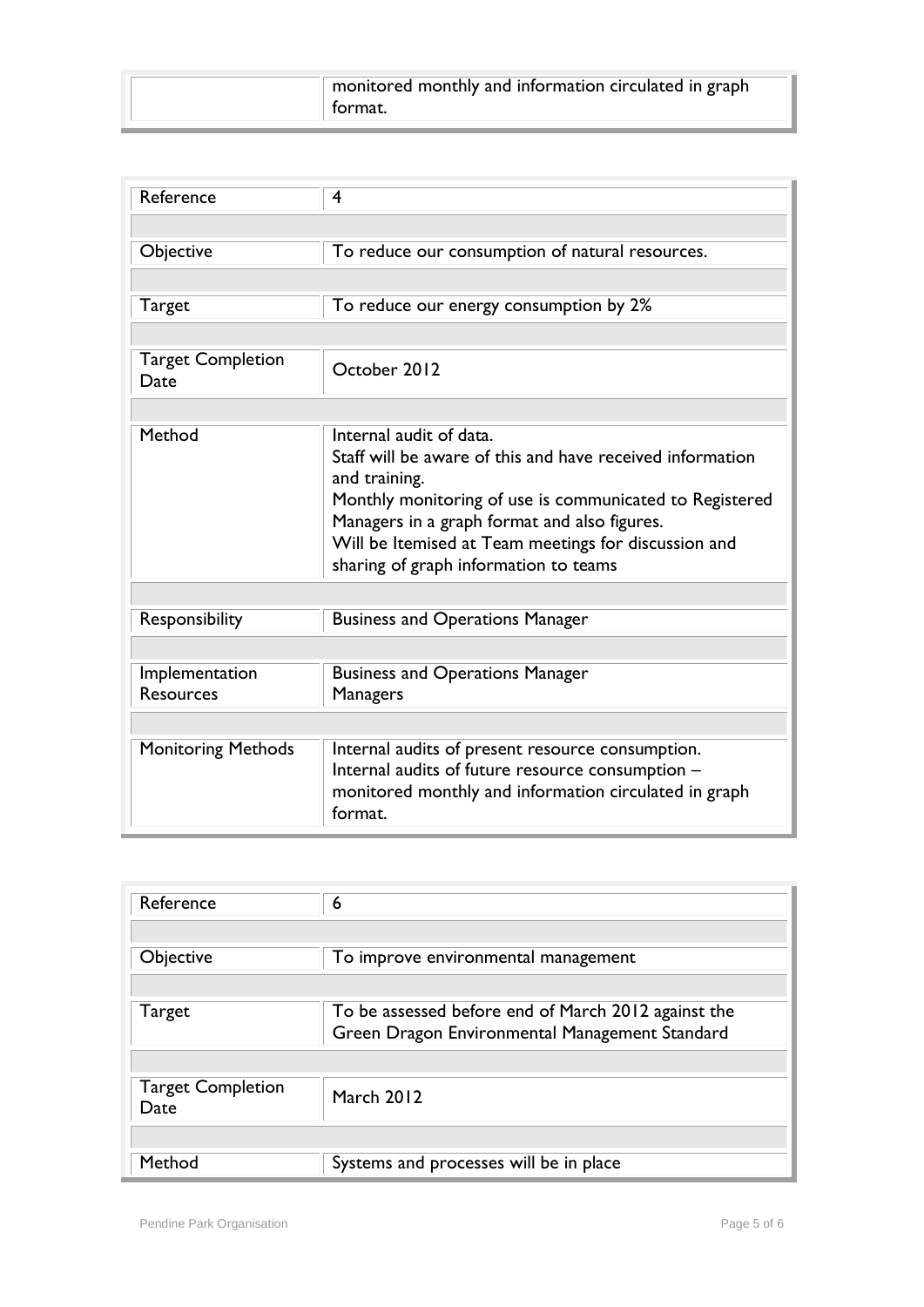| | monitored monthly and information circulated in graph format. |
|---|---|

| Reference | 4 |
|---|---|
| | |
| Objective | To reduce our consumption of natural resources. |
| | |
| Target | To reduce our energy consumption by 2% |
| | |
| Target Completion Date | October 2012 |
| | |
| Method | Internal audit of data.<br>Staff will be aware of this and have received information and training.<br>Monthly monitoring of use is communicated to Registered Managers in a graph format and also figures.<br>Will be Itemised at Team meetings for discussion and sharing of graph information to teams |
| | |
| Responsibility | Business and Operations Manager |
| | |
| Implementation Resources | Business and Operations Manager<br>Managers |
| | |
| Monitoring Methods | Internal audits of present resource consumption.<br>Internal audits of future resource consumption – monitored monthly and information circulated in graph format. |

| Reference | 6 |
|---|---|
| | |
| Objective | To improve environmental management |
| | |
| Target | To be assessed before end of March 2012 against the Green Dragon Environmental Management Standard |
| | |
| Target Completion Date | March 2012 |
| | |
| Method | Systems and processes will be in place |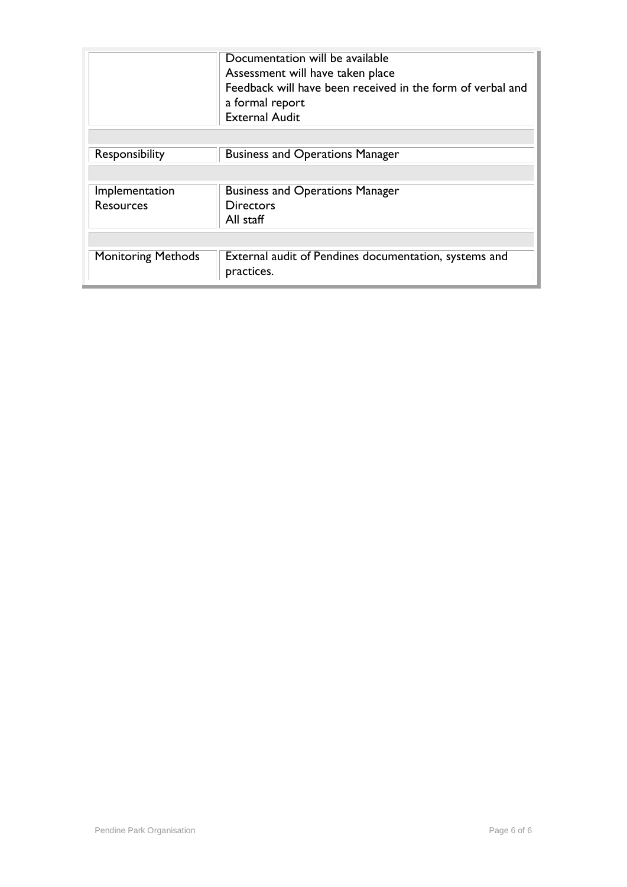| | |
|---|---|
| | Documentation will be available<br>Assessment will have taken place<br>Feedback will have been received in the form of verbal and a formal report<br>External Audit |
| | |
| Responsibility | Business and Operations Manager |
| | |
| Implementation Resources | Business and Operations Manager<br>Directors<br>All staff |
| | |
| Monitoring Methods | External audit of Pendines documentation, systems and practices. |